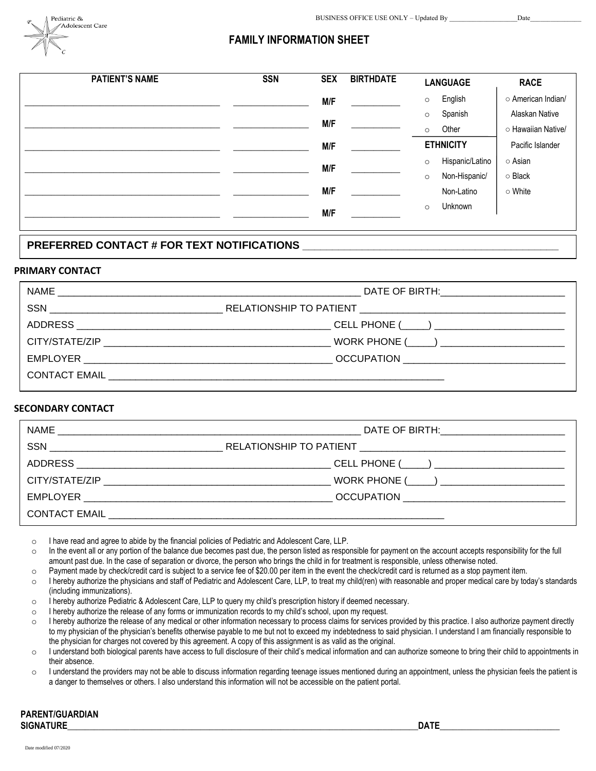Pediatric & Adolescent Care

BUSINESS OFFICE USE ONLY – Updated By ____________________ Date_______________

# FAMILY INFORMATION SHEET

| PATIENT'S NAME | SSN | SEX | BIRTHDATE |
|---|---|---|---|
| ______________________________ | ______________ | M/F | __________ |
| ______________________________ | ______________ | M/F | __________ |
| ______________________________ | ______________ | M/F | __________ |
| ______________________________ | ______________ | M/F | __________ |
| ______________________________ | ______________ | M/F | __________ |
| ______________________________ | ______________ | M/F | __________ |

**LANGUAGE**
- ○ English
- ○ Spanish
- ○ Other

**ETHNICITY**
- ○ Hispanic/Latino
- ○ Non-Hispanic/ Non-Latino
- ○ Unknown

**RACE**
- ○ American Indian/ Alaskan Native
- ○ Hawaiian Native/ Pacific Islander
- ○ Asian
- ○ Black
- ○ White

**PREFERRED CONTACT # FOR TEXT NOTIFICATIONS** ____________________________________________

## PRIMARY CONTACT

NAME ____________________________________________ DATE OF BIRTH:______________________

SSN ________________________ RELATIONSHIP TO PATIENT ______________________________

ADDRESS ____________________________________ CELL PHONE (_____) ______________________

CITY/STATE/ZIP ______________________________ WORK PHONE (_____) ______________________

EMPLOYER ___________________________________ OCCUPATION ____________________________

CONTACT EMAIL ______________________________________________

## SECONDARY CONTACT

NAME ____________________________________________ DATE OF BIRTH:______________________

SSN ________________________ RELATIONSHIP TO PATIENT ______________________________

ADDRESS ____________________________________ CELL PHONE (_____) ______________________

CITY/STATE/ZIP ______________________________ WORK PHONE (_____) ______________________

EMPLOYER ___________________________________ OCCUPATION ____________________________

CONTACT EMAIL ______________________________________________

- ○ I have read and agree to abide by the financial policies of Pediatric and Adolescent Care, LLP.
- ○ In the event all or any portion of the balance due becomes past due, the person listed as responsible for payment on the account accepts responsibility for the full amount past due. In the case of separation or divorce, the person who brings the child in for treatment is responsible, unless otherwise noted.
- ○ Payment made by check/credit card is subject to a service fee of $20.00 per item in the event the check/credit card is returned as a stop payment item.
- ○ I hereby authorize the physicians and staff of Pediatric and Adolescent Care, LLP, to treat my child(ren) with reasonable and proper medical care by today's standards (including immunizations).
- ○ I hereby authorize Pediatric & Adolescent Care, LLP to query my child's prescription history if deemed necessary.
- ○ I hereby authorize the release of any forms or immunization records to my child's school, upon my request.
- ○ I hereby authorize the release of any medical or other information necessary to process claims for services provided by this practice. I also authorize payment directly to my physician of the physician's benefits otherwise payable to me but not to exceed my indebtedness to said physician. I understand I am financially responsible to the physician for charges not covered by this agreement. A copy of this assignment is as valid as the original.
- ○ I understand both biological parents have access to full disclosure of their child's medical information and can authorize someone to bring their child to appointments in their absence.
- ○ I understand the providers may not be able to discuss information regarding teenage issues mentioned during an appointment, unless the physician feels the patient is a danger to themselves or others. I also understand this information will not be accessible on the patient portal.

**PARENT/GUARDIAN SIGNATURE**______________________________________________________________**DATE**__________________________

Date modified 07/2020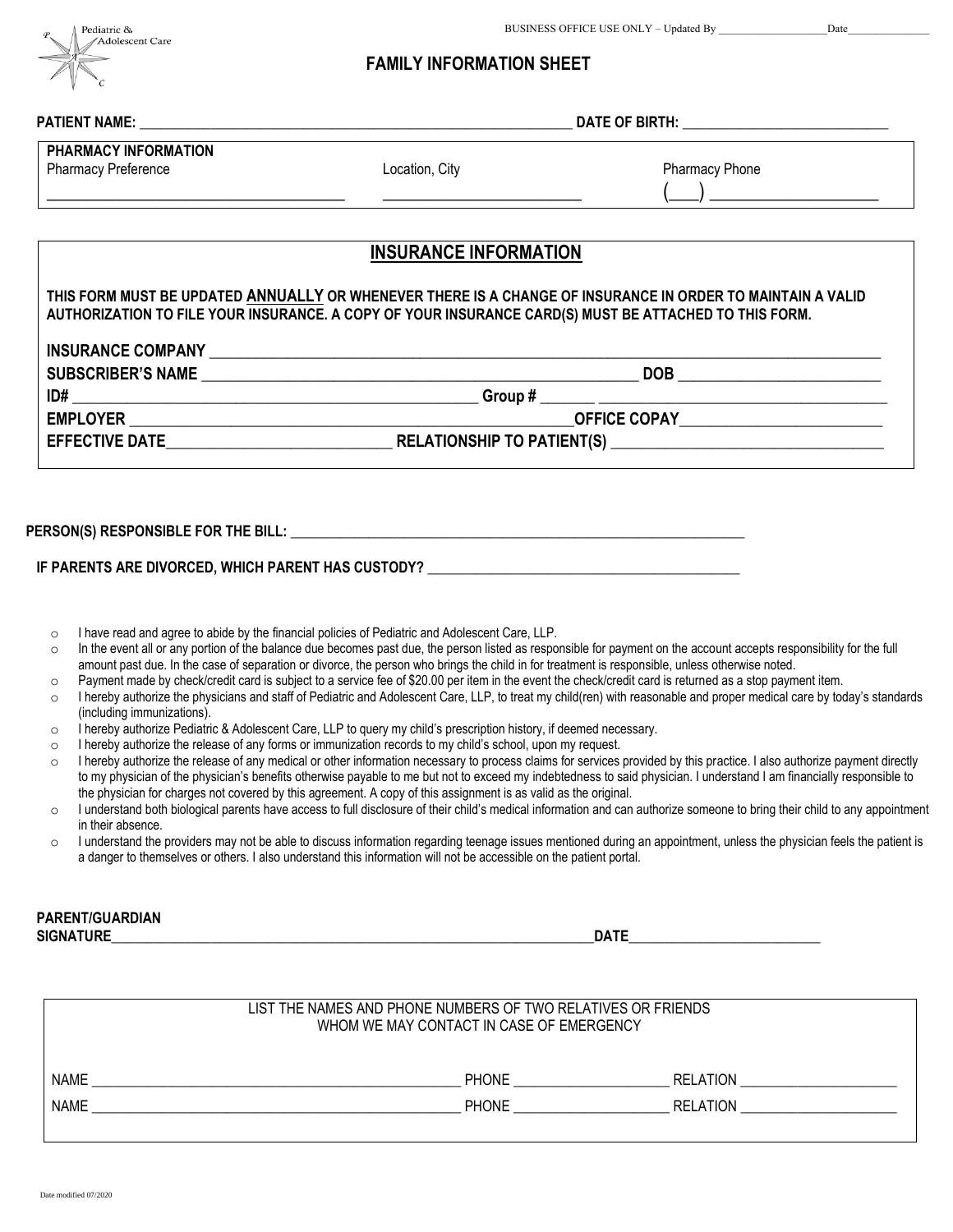Pediatric & Adolescent Care

BUSINESS OFFICE USE ONLY – Updated By ____________________Date________________

# FAMILY INFORMATION SHEET

**PATIENT NAME:** ____________________________________________ **DATE OF BIRTH:** ____________________________

**PHARMACY INFORMATION**

| Pharmacy Preference | Location, City | Pharmacy Phone |
|---|---|---|
| ______________________ | ______________________ | (___) ______________________ |

## INSURANCE INFORMATION

**THIS FORM MUST BE UPDATED ANNUALLY OR WHENEVER THERE IS A CHANGE OF INSURANCE IN ORDER TO MAINTAIN A VALID AUTHORIZATION TO FILE YOUR INSURANCE. A COPY OF YOUR INSURANCE CARD(S) MUST BE ATTACHED TO THIS FORM.**

**INSURANCE COMPANY** ______________________________________________________________

**SUBSCRIBER'S NAME** ____________________________________________ **DOB** __________________________

**ID#** ____________________________________________ **Group #** ___________________________________

**EMPLOYER** ____________________________________________**OFFICE COPAY**__________________________

**EFFECTIVE DATE**____________________________ **RELATIONSHIP TO PATIENT(S)** ____________________________

**PERSON(S) RESPONSIBLE FOR THE BILL:** ____________________________________________________________

**IF PARENTS ARE DIVORCED, WHICH PARENT HAS CUSTODY?** ____________________________________________

- I have read and agree to abide by the financial policies of Pediatric and Adolescent Care, LLP.
- In the event all or any portion of the balance due becomes past due, the person listed as responsible for payment on the account accepts responsibility for the full amount past due. In the case of separation or divorce, the person who brings the child in for treatment is responsible, unless otherwise noted.
- Payment made by check/credit card is subject to a service fee of $20.00 per item in the event the check/credit card is returned as a stop payment item.
- I hereby authorize the physicians and staff of Pediatric and Adolescent Care, LLP, to treat my child(ren) with reasonable and proper medical care by today's standards (including immunizations).
- I hereby authorize Pediatric & Adolescent Care, LLP to query my child's prescription history, if deemed necessary.
- I hereby authorize the release of any forms or immunization records to my child's school, upon my request.
- I hereby authorize the release of any medical or other information necessary to process claims for services provided by this practice. I also authorize payment directly to my physician of the physician's benefits otherwise payable to me but not to exceed my indebtedness to said physician. I understand I am financially responsible to the physician for charges not covered by this agreement. A copy of this assignment is as valid as the original.
- I understand both biological parents have access to full disclosure of their child's medical information and can authorize someone to bring their child to any appointment in their absence.
- I understand the providers may not be able to discuss information regarding teenage issues mentioned during an appointment, unless the physician feels the patient is a danger to themselves or others. I also understand this information will not be accessible on the patient portal.

**PARENT/GUARDIAN SIGNATURE**____________________________________________________________**DATE**__________________________

LIST THE NAMES AND PHONE NUMBERS OF TWO RELATIVES OR FRIENDS WHOM WE MAY CONTACT IN CASE OF EMERGENCY

NAME ______________________________________ PHONE ____________________ RELATION ____________________

NAME ______________________________________ PHONE ____________________ RELATION ____________________

Date modified 07/2020